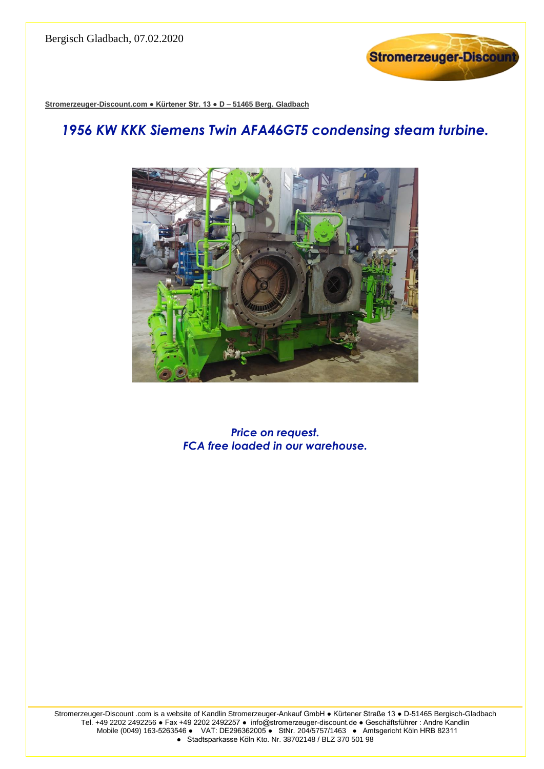Bergisch Gladbach, 07.02.2020

**Stromerzeuger-Discount.com ● Kürtener Str. 13 ● D – 51465 Berg. Gladbach**

# *1956 KW KKK Siemens Twin AFA46GT5 condensing steam turbine.*

***Price on request.***
***FCA free loaded in our warehouse.***

Stromerzeuger-Discount .com is a website of Kandlin Stromerzeuger-Ankauf GmbH ● Kürtener Straße 13 ● D-51465 Bergisch-Gladbach
Tel. +49 2202 2492256 ● Fax +49 2202 2492257 ● info@stromerzeuger-discount.de ● Geschäftsführer : Andre Kandlin
Mobile (0049) 163-5263546 ● VAT: DE296362005 ● StNr. 204/5757/1463 ● Amtsgericht Köln HRB 82311
● Stadtsparkasse Köln Kto. Nr. 38702148 / BLZ 370 501 98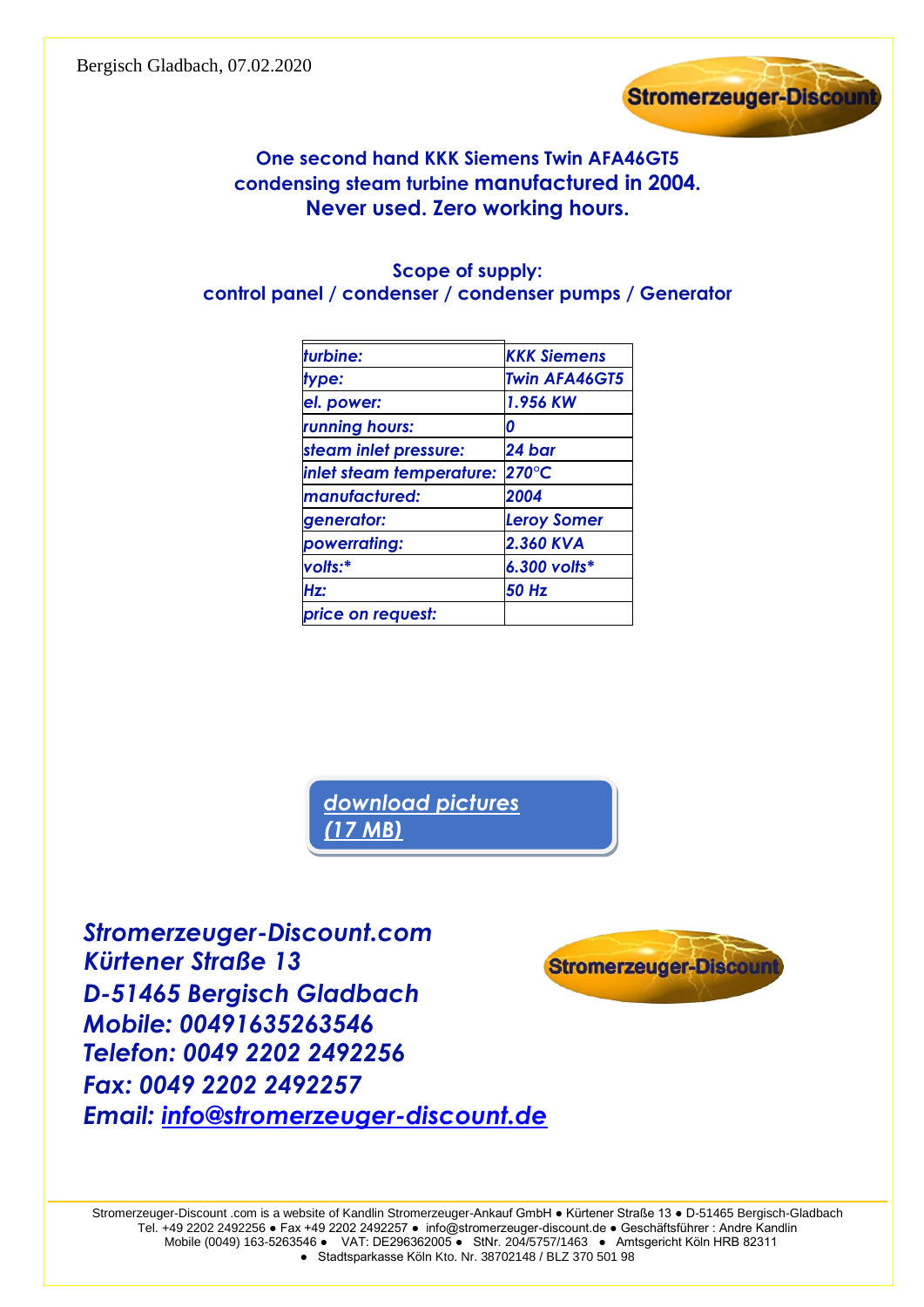Bergisch Gladbach, 07.02.2020

Stromerzeuger-Discount

## One second hand KKK Siemens Twin AFA46GT5 condensing steam turbine manufactured in 2004. Never used. Zero working hours.

### Scope of supply:
### control panel / condenser / condenser pumps / Generator

| | |
|---|---|
| *turbine:* | *KKK Siemens* |
| *type:* | *Twin AFA46GT5* |
| *el. power:* | *1.956 KW* |
| *running hours:* | *0* |
| *steam inlet pressure:* | *24 bar* |
| *inlet steam temperature:* | *270°C* |
| *manufactured:* | *2004* |
| *generator:* | *Leroy Somer* |
| *powerrating:* | *2.360 KVA* |
| *volts:** | *6.300 volts** |
| *Hz:* | *50 Hz* |
| *price on request:* | |

[download pictures (17 MB)]

*Stromerzeuger-Discount.com*
*Kürtener Straße 13*
*D-51465 Bergisch Gladbach*
*Mobile: 00491635263546*
*Telefon: 0049 2202 2492256*
*Fax: 0049 2202 2492257*
*Email: info@stromerzeuger-discount.de*

Stromerzeuger-Discount

Stromerzeuger-Discount .com is a website of Kandlin Stromerzeuger-Ankauf GmbH ● Kürtener Straße 13 ● D-51465 Bergisch-Gladbach
Tel. +49 2202 2492256 ● Fax +49 2202 2492257 ● info@stromerzeuger-discount.de ● Geschäftsführer : Andre Kandlin
Mobile (0049) 163-5263546 ● VAT: DE296362005 ● StNr. 204/5757/1463 ● Amtsgericht Köln HRB 82311
● Stadtsparkasse Köln Kto. Nr. 38702148 / BLZ 370 501 98